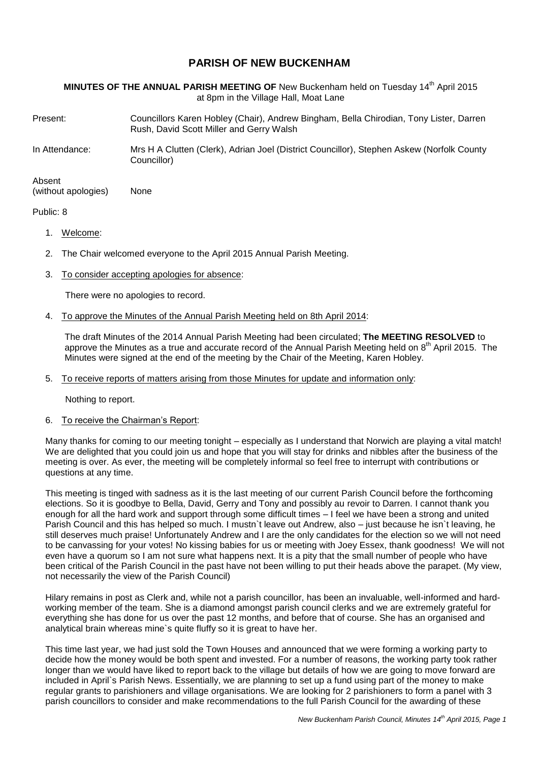# PARISH OF NEW BUCKENHAM

**MINUTES OF THE ANNUAL PARISH MEETING OF** New Buckenham held on Tuesday 14th April 2015 at 8pm in the Village Hall, Moat Lane

Present: Councillors Karen Hobley (Chair), Andrew Bingham, Bella Chirodian, Tony Lister, Darren Rush, David Scott Miller and Gerry Walsh

In Attendance: Mrs H A Clutten (Clerk), Adrian Joel (District Councillor), Stephen Askew (Norfolk County Councillor)

Absent (without apologies) None

Public: 8

1. Welcome:

2. The Chair welcomed everyone to the April 2015 Annual Parish Meeting.

3. To consider accepting apologies for absence:

   There were no apologies to record.

4. To approve the Minutes of the Annual Parish Meeting held on 8th April 2014:

   The draft Minutes of the 2014 Annual Parish Meeting had been circulated; **The MEETING RESOLVED** to approve the Minutes as a true and accurate record of the Annual Parish Meeting held on 8th April 2015. The Minutes were signed at the end of the meeting by the Chair of the Meeting, Karen Hobley.

5. To receive reports of matters arising from those Minutes for update and information only:

   Nothing to report.

6. To receive the Chairman's Report:

Many thanks for coming to our meeting tonight – especially as I understand that Norwich are playing a vital match! We are delighted that you could join us and hope that you will stay for drinks and nibbles after the business of the meeting is over. As ever, the meeting will be completely informal so feel free to interrupt with contributions or questions at any time.

This meeting is tinged with sadness as it is the last meeting of our current Parish Council before the forthcoming elections. So it is goodbye to Bella, David, Gerry and Tony and possibly au revoir to Darren. I cannot thank you enough for all the hard work and support through some difficult times – I feel we have been a strong and united Parish Council and this has helped so much. I mustn`t leave out Andrew, also – just because he isn`t leaving, he still deserves much praise! Unfortunately Andrew and I are the only candidates for the election so we will not need to be canvassing for your votes! No kissing babies for us or meeting with Joey Essex, thank goodness! We will not even have a quorum so I am not sure what happens next. It is a pity that the small number of people who have been critical of the Parish Council in the past have not been willing to put their heads above the parapet. (My view, not necessarily the view of the Parish Council)

Hilary remains in post as Clerk and, while not a parish councillor, has been an invaluable, well-informed and hard-working member of the team. She is a diamond amongst parish council clerks and we are extremely grateful for everything she has done for us over the past 12 months, and before that of course. She has an organised and analytical brain whereas mine`s quite fluffy so it is great to have her.

This time last year, we had just sold the Town Houses and announced that we were forming a working party to decide how the money would be both spent and invested. For a number of reasons, the working party took rather longer than we would have liked to report back to the village but details of how we are going to move forward are included in April`s Parish News. Essentially, we are planning to set up a fund using part of the money to make regular grants to parishioners and village organisations. We are looking for 2 parishioners to form a panel with 3 parish councillors to consider and make recommendations to the full Parish Council for the awarding of these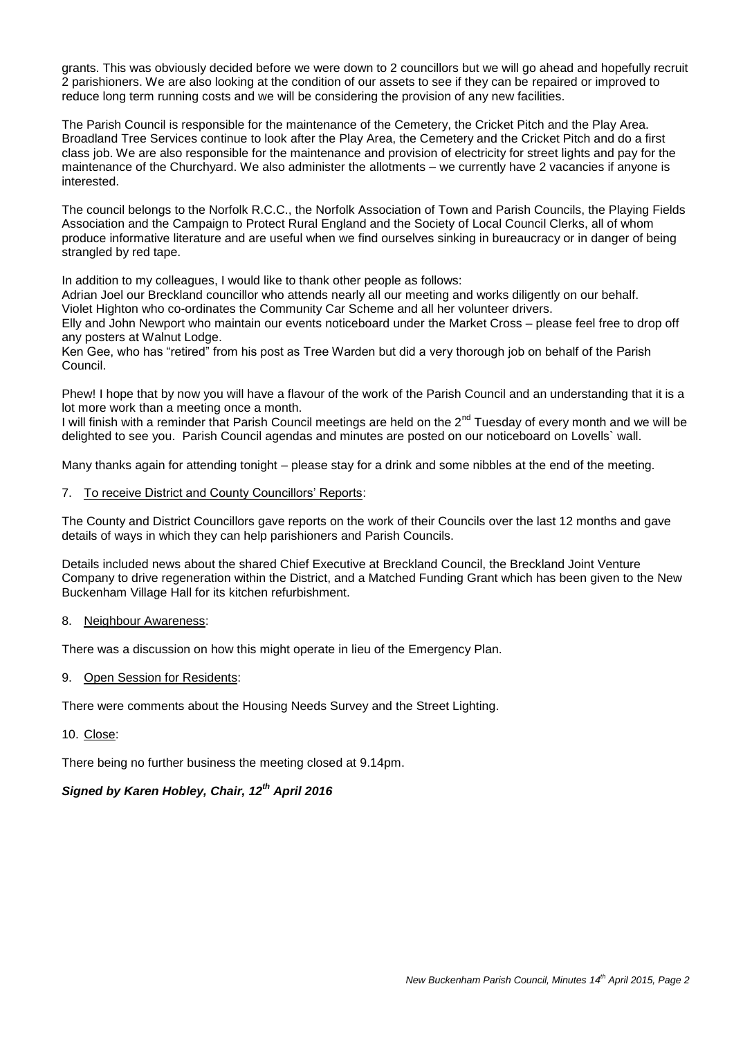grants. This was obviously decided before we were down to 2 councillors but we will go ahead and hopefully recruit 2 parishioners. We are also looking at the condition of our assets to see if they can be repaired or improved to reduce long term running costs and we will be considering the provision of any new facilities.

The Parish Council is responsible for the maintenance of the Cemetery, the Cricket Pitch and the Play Area. Broadland Tree Services continue to look after the Play Area, the Cemetery and the Cricket Pitch and do a first class job. We are also responsible for the maintenance and provision of electricity for street lights and pay for the maintenance of the Churchyard. We also administer the allotments – we currently have 2 vacancies if anyone is interested.

The council belongs to the Norfolk R.C.C., the Norfolk Association of Town and Parish Councils, the Playing Fields Association and the Campaign to Protect Rural England and the Society of Local Council Clerks, all of whom produce informative literature and are useful when we find ourselves sinking in bureaucracy or in danger of being strangled by red tape.

In addition to my colleagues, I would like to thank other people as follows:
Adrian Joel our Breckland councillor who attends nearly all our meeting and works diligently on our behalf.
Violet Highton who co-ordinates the Community Car Scheme and all her volunteer drivers.
Elly and John Newport who maintain our events noticeboard under the Market Cross – please feel free to drop off any posters at Walnut Lodge.
Ken Gee, who has "retired" from his post as Tree Warden but did a very thorough job on behalf of the Parish Council.

Phew! I hope that by now you will have a flavour of the work of the Parish Council and an understanding that it is a lot more work than a meeting once a month.
I will finish with a reminder that Parish Council meetings are held on the 2nd Tuesday of every month and we will be delighted to see you. Parish Council agendas and minutes are posted on our noticeboard on Lovells` wall.

Many thanks again for attending tonight – please stay for a drink and some nibbles at the end of the meeting.

7. To receive District and County Councillors' Reports:

The County and District Councillors gave reports on the work of their Councils over the last 12 months and gave details of ways in which they can help parishioners and Parish Councils.

Details included news about the shared Chief Executive at Breckland Council, the Breckland Joint Venture Company to drive regeneration within the District, and a Matched Funding Grant which has been given to the New Buckenham Village Hall for its kitchen refurbishment.

8. Neighbour Awareness:

There was a discussion on how this might operate in lieu of the Emergency Plan.

9. Open Session for Residents:

There were comments about the Housing Needs Survey and the Street Lighting.

10. Close:

There being no further business the meeting closed at 9.14pm.

***Signed by Karen Hobley, Chair, 12th April 2016***